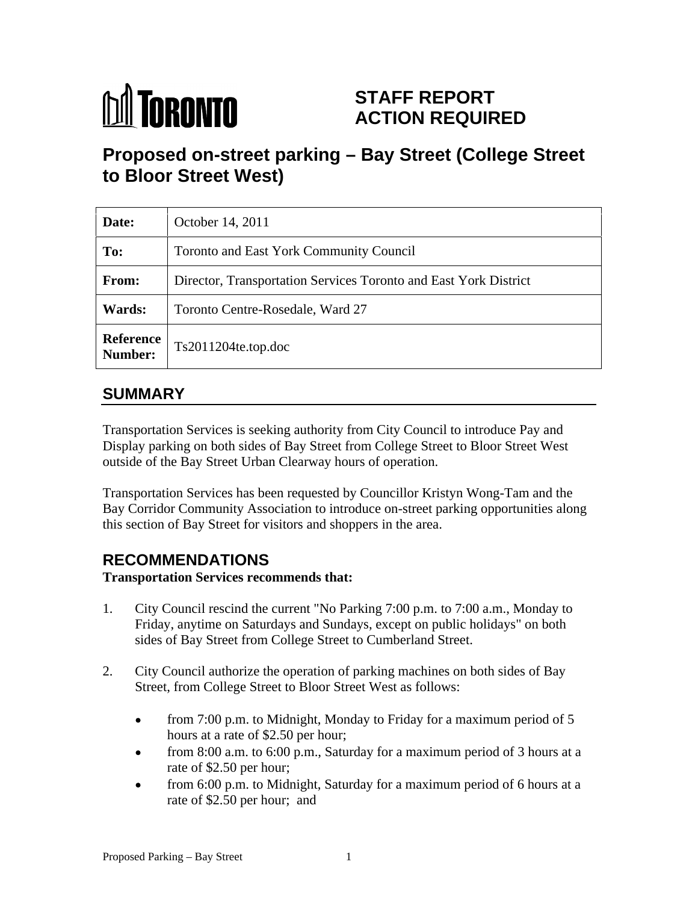**TORONTO**

# STAFF REPORT ACTION REQUIRED

# Proposed on-street parking – Bay Street (College Street to Bloor Street West)

| | |
|---|---|
| **Date:** | October 14, 2011 |
| **To:** | Toronto and East York Community Council |
| **From:** | Director, Transportation Services Toronto and East York District |
| **Wards:** | Toronto Centre-Rosedale, Ward 27 |
| **Reference Number:** | Ts2011204te.top.doc |

## SUMMARY

Transportation Services is seeking authority from City Council to introduce Pay and Display parking on both sides of Bay Street from College Street to Bloor Street West outside of the Bay Street Urban Clearway hours of operation.

Transportation Services has been requested by Councillor Kristyn Wong-Tam and the Bay Corridor Community Association to introduce on-street parking opportunities along this section of Bay Street for visitors and shoppers in the area.

## RECOMMENDATIONS

**Transportation Services recommends that:**

1. City Council rescind the current "No Parking 7:00 p.m. to 7:00 a.m., Monday to Friday, anytime on Saturdays and Sundays, except on public holidays" on both sides of Bay Street from College Street to Cumberland Street.

2. City Council authorize the operation of parking machines on both sides of Bay Street, from College Street to Bloor Street West as follows:

   - from 7:00 p.m. to Midnight, Monday to Friday for a maximum period of 5 hours at a rate of $2.50 per hour;
   - from 8:00 a.m. to 6:00 p.m., Saturday for a maximum period of 3 hours at a rate of $2.50 per hour;
   - from 6:00 p.m. to Midnight, Saturday for a maximum period of 6 hours at a rate of $2.50 per hour; and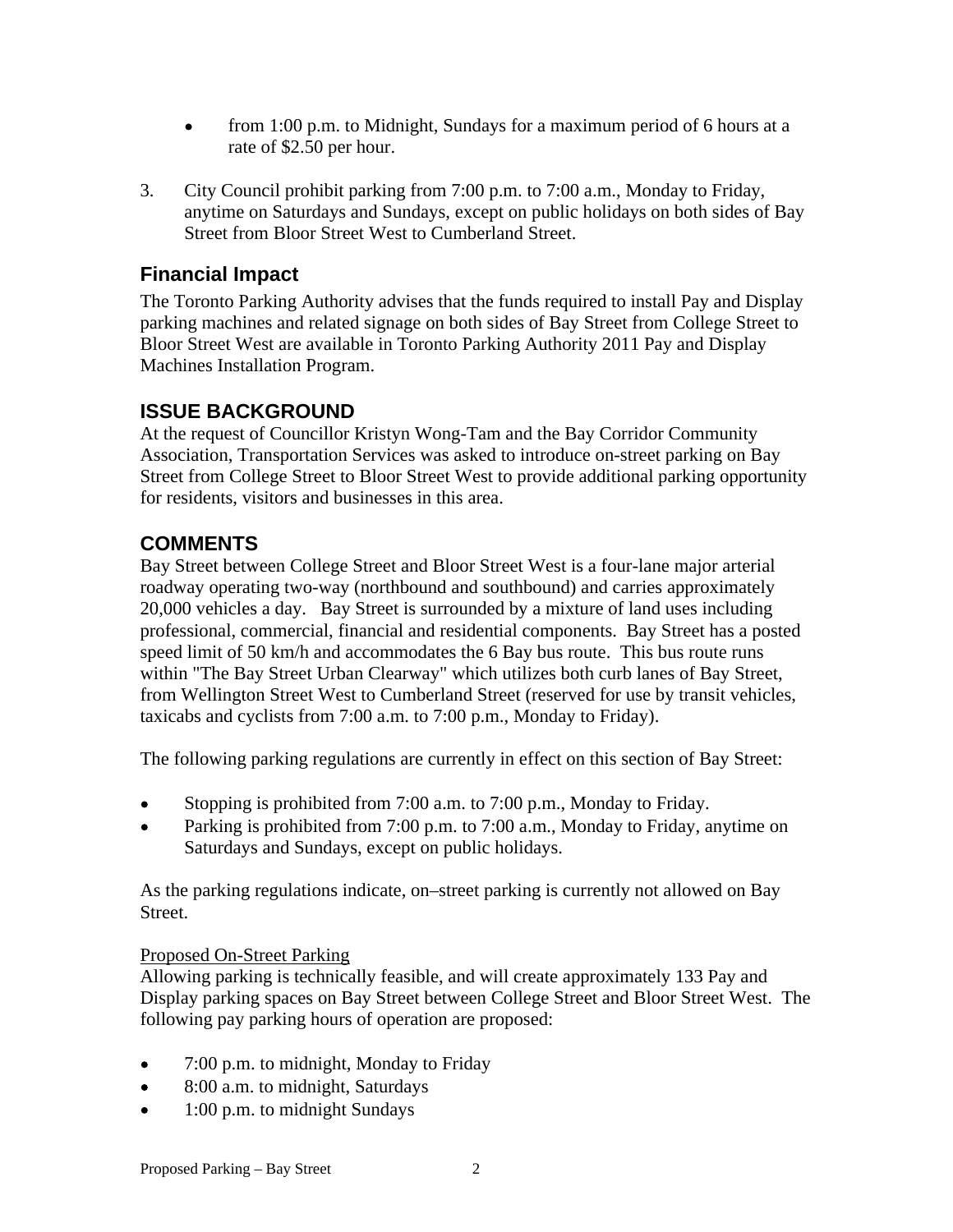- from 1:00 p.m. to Midnight, Sundays for a maximum period of 6 hours at a rate of $2.50 per hour.

3. City Council prohibit parking from 7:00 p.m. to 7:00 a.m., Monday to Friday, anytime on Saturdays and Sundays, except on public holidays on both sides of Bay Street from Bloor Street West to Cumberland Street.

## Financial Impact

The Toronto Parking Authority advises that the funds required to install Pay and Display parking machines and related signage on both sides of Bay Street from College Street to Bloor Street West are available in Toronto Parking Authority 2011 Pay and Display Machines Installation Program.

## ISSUE BACKGROUND

At the request of Councillor Kristyn Wong-Tam and the Bay Corridor Community Association, Transportation Services was asked to introduce on-street parking on Bay Street from College Street to Bloor Street West to provide additional parking opportunity for residents, visitors and businesses in this area.

## COMMENTS

Bay Street between College Street and Bloor Street West is a four-lane major arterial roadway operating two-way (northbound and southbound) and carries approximately 20,000 vehicles a day. Bay Street is surrounded by a mixture of land uses including professional, commercial, financial and residential components. Bay Street has a posted speed limit of 50 km/h and accommodates the 6 Bay bus route. This bus route runs within "The Bay Street Urban Clearway" which utilizes both curb lanes of Bay Street, from Wellington Street West to Cumberland Street (reserved for use by transit vehicles, taxicabs and cyclists from 7:00 a.m. to 7:00 p.m., Monday to Friday).

The following parking regulations are currently in effect on this section of Bay Street:

- Stopping is prohibited from 7:00 a.m. to 7:00 p.m., Monday to Friday.
- Parking is prohibited from 7:00 p.m. to 7:00 a.m., Monday to Friday, anytime on Saturdays and Sundays, except on public holidays.

As the parking regulations indicate, on–street parking is currently not allowed on Bay Street.

<u>Proposed On-Street Parking</u>

Allowing parking is technically feasible, and will create approximately 133 Pay and Display parking spaces on Bay Street between College Street and Bloor Street West. The following pay parking hours of operation are proposed:

- 7:00 p.m. to midnight, Monday to Friday
- 8:00 a.m. to midnight, Saturdays
- 1:00 p.m. to midnight Sundays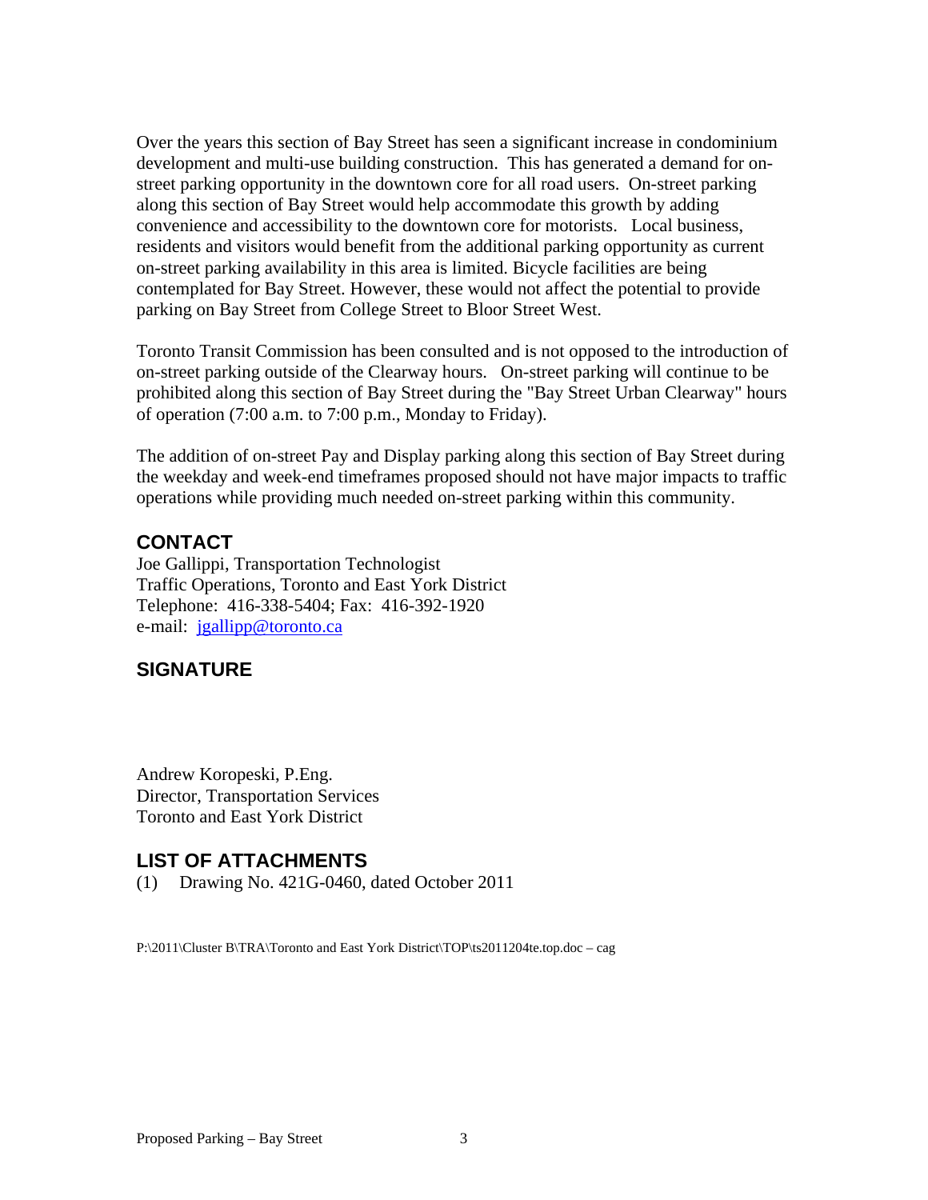Over the years this section of Bay Street has seen a significant increase in condominium development and multi-use building construction. This has generated a demand for on-street parking opportunity in the downtown core for all road users. On-street parking along this section of Bay Street would help accommodate this growth by adding convenience and accessibility to the downtown core for motorists. Local business, residents and visitors would benefit from the additional parking opportunity as current on-street parking availability in this area is limited. Bicycle facilities are being contemplated for Bay Street. However, these would not affect the potential to provide parking on Bay Street from College Street to Bloor Street West.

Toronto Transit Commission has been consulted and is not opposed to the introduction of on-street parking outside of the Clearway hours. On-street parking will continue to be prohibited along this section of Bay Street during the "Bay Street Urban Clearway" hours of operation (7:00 a.m. to 7:00 p.m., Monday to Friday).

The addition of on-street Pay and Display parking along this section of Bay Street during the weekday and week-end timeframes proposed should not have major impacts to traffic operations while providing much needed on-street parking within this community.

## CONTACT

Joe Gallippi, Transportation Technologist
Traffic Operations, Toronto and East York District
Telephone: 416-338-5404; Fax: 416-392-1920
e-mail: jgallipp@toronto.ca

## SIGNATURE

Andrew Koropeski, P.Eng.
Director, Transportation Services
Toronto and East York District

## LIST OF ATTACHMENTS

(1) Drawing No. 421G-0460, dated October 2011

P:\2011\Cluster B\TRA\Toronto and East York District\TOP\ts2011204te.top.doc – cag